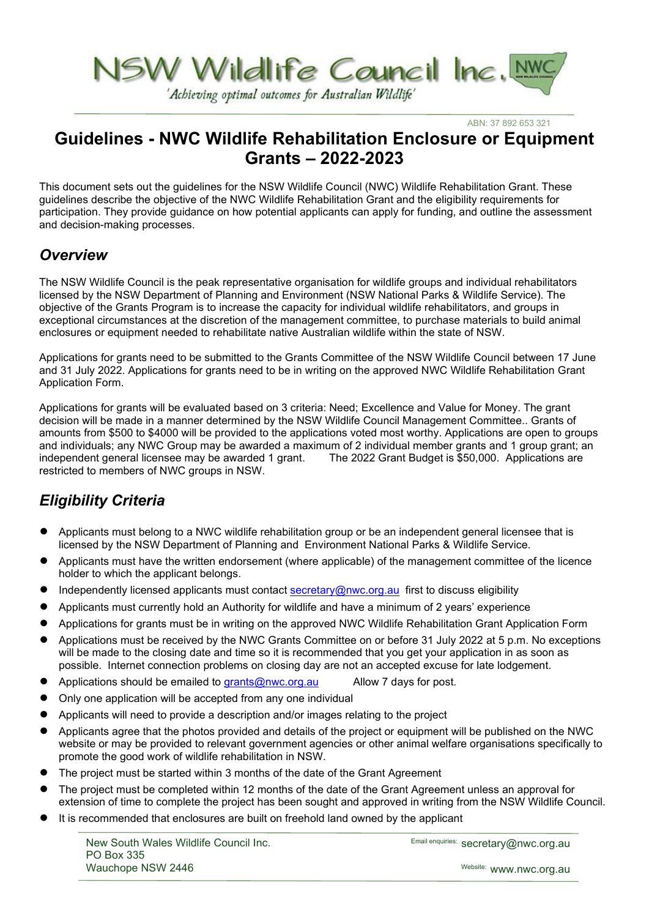# NSW Wildlife Council Inc.

*'Achieving optimal outcomes for Australian Wildlife'*

ABN: 37 892 653 321

# Guidelines - NWC Wildlife Rehabilitation Enclosure or Equipment Grants – 2022-2023

This document sets out the guidelines for the NSW Wildlife Council (NWC) Wildlife Rehabilitation Grant. These guidelines describe the objective of the NWC Wildlife Rehabilitation Grant and the eligibility requirements for participation. They provide guidance on how potential applicants can apply for funding, and outline the assessment and decision-making processes.

## *Overview*

The NSW Wildlife Council is the peak representative organisation for wildlife groups and individual rehabilitators licensed by the NSW Department of Planning and Environment (NSW National Parks & Wildlife Service). The objective of the Grants Program is to increase the capacity for individual wildlife rehabilitators, and groups in exceptional circumstances at the discretion of the management committee, to purchase materials to build animal enclosures or equipment needed to rehabilitate native Australian wildlife within the state of NSW.

Applications for grants need to be submitted to the Grants Committee of the NSW Wildlife Council between 17 June and 31 July 2022. Applications for grants need to be in writing on the approved NWC Wildlife Rehabilitation Grant Application Form.

Applications for grants will be evaluated based on 3 criteria: Need; Excellence and Value for Money. The grant decision will be made in a manner determined by the NSW Wildlife Council Management Committee.. Grants of amounts from $500 to $4000 will be provided to the applications voted most worthy. Applications are open to groups and individuals; any NWC Group may be awarded a maximum of 2 individual member grants and 1 group grant; an independent general licensee may be awarded 1 grant. The 2022 Grant Budget is $50,000. Applications are restricted to members of NWC groups in NSW.

## *Eligibility Criteria*

- Applicants must belong to a NWC wildlife rehabilitation group or be an independent general licensee that is licensed by the NSW Department of Planning and Environment National Parks & Wildlife Service.
- Applicants must have the written endorsement (where applicable) of the management committee of the licence holder to which the applicant belongs.
- Independently licensed applicants must contact secretary@nwc.org.au first to discuss eligibility
- Applicants must currently hold an Authority for wildlife and have a minimum of 2 years' experience
- Applications for grants must be in writing on the approved NWC Wildlife Rehabilitation Grant Application Form
- Applications must be received by the NWC Grants Committee on or before 31 July 2022 at 5 p.m. No exceptions will be made to the closing date and time so it is recommended that you get your application in as soon as possible. Internet connection problems on closing day are not an accepted excuse for late lodgement.
- Applications should be emailed to grants@nwc.org.au Allow 7 days for post.
- Only one application will be accepted from any one individual
- Applicants will need to provide a description and/or images relating to the project
- Applicants agree that the photos provided and details of the project or equipment will be published on the NWC website or may be provided to relevant government agencies or other animal welfare organisations specifically to promote the good work of wildlife rehabilitation in NSW.
- The project must be started within 3 months of the date of the Grant Agreement
- The project must be completed within 12 months of the date of the Grant Agreement unless an approval for extension of time to complete the project has been sought and approved in writing from the NSW Wildlife Council.
- It is recommended that enclosures are built on freehold land owned by the applicant

New South Wales Wildlife Council Inc.
PO Box 335
Wauchope NSW 2446

Email enquiries: secretary@nwc.org.au
Website: www.nwc.org.au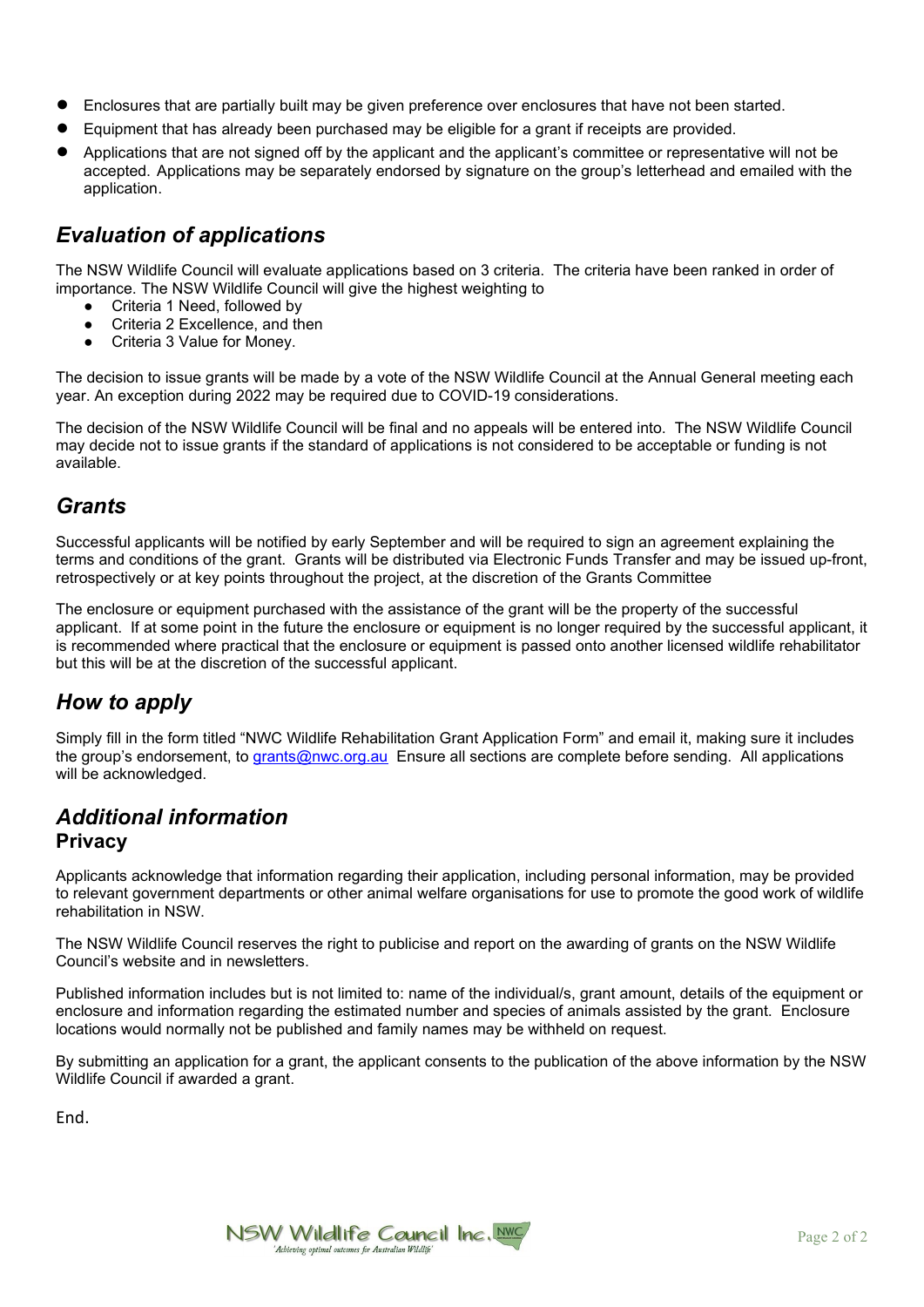- Enclosures that are partially built may be given preference over enclosures that have not been started.
- Equipment that has already been purchased may be eligible for a grant if receipts are provided.
- Applications that are not signed off by the applicant and the applicant's committee or representative will not be accepted. Applications may be separately endorsed by signature on the group's letterhead and emailed with the application.

## *Evaluation of applications*

The NSW Wildlife Council will evaluate applications based on 3 criteria. The criteria have been ranked in order of importance. The NSW Wildlife Council will give the highest weighting to

- Criteria 1 Need, followed by
- Criteria 2 Excellence, and then
- Criteria 3 Value for Money.

The decision to issue grants will be made by a vote of the NSW Wildlife Council at the Annual General meeting each year. An exception during 2022 may be required due to COVID-19 considerations.

The decision of the NSW Wildlife Council will be final and no appeals will be entered into. The NSW Wildlife Council may decide not to issue grants if the standard of applications is not considered to be acceptable or funding is not available.

## *Grants*

Successful applicants will be notified by early September and will be required to sign an agreement explaining the terms and conditions of the grant. Grants will be distributed via Electronic Funds Transfer and may be issued up-front, retrospectively or at key points throughout the project, at the discretion of the Grants Committee

The enclosure or equipment purchased with the assistance of the grant will be the property of the successful applicant. If at some point in the future the enclosure or equipment is no longer required by the successful applicant, it is recommended where practical that the enclosure or equipment is passed onto another licensed wildlife rehabilitator but this will be at the discretion of the successful applicant.

## *How to apply*

Simply fill in the form titled "NWC Wildlife Rehabilitation Grant Application Form" and email it, making sure it includes the group's endorsement, to grants@nwc.org.au Ensure all sections are complete before sending. All applications will be acknowledged.

## *Additional information*

### Privacy

Applicants acknowledge that information regarding their application, including personal information, may be provided to relevant government departments or other animal welfare organisations for use to promote the good work of wildlife rehabilitation in NSW.

The NSW Wildlife Council reserves the right to publicise and report on the awarding of grants on the NSW Wildlife Council's website and in newsletters.

Published information includes but is not limited to: name of the individual/s, grant amount, details of the equipment or enclosure and information regarding the estimated number and species of animals assisted by the grant. Enclosure locations would normally not be published and family names may be withheld on request.

By submitting an application for a grant, the applicant consents to the publication of the above information by the NSW Wildlife Council if awarded a grant.

End.